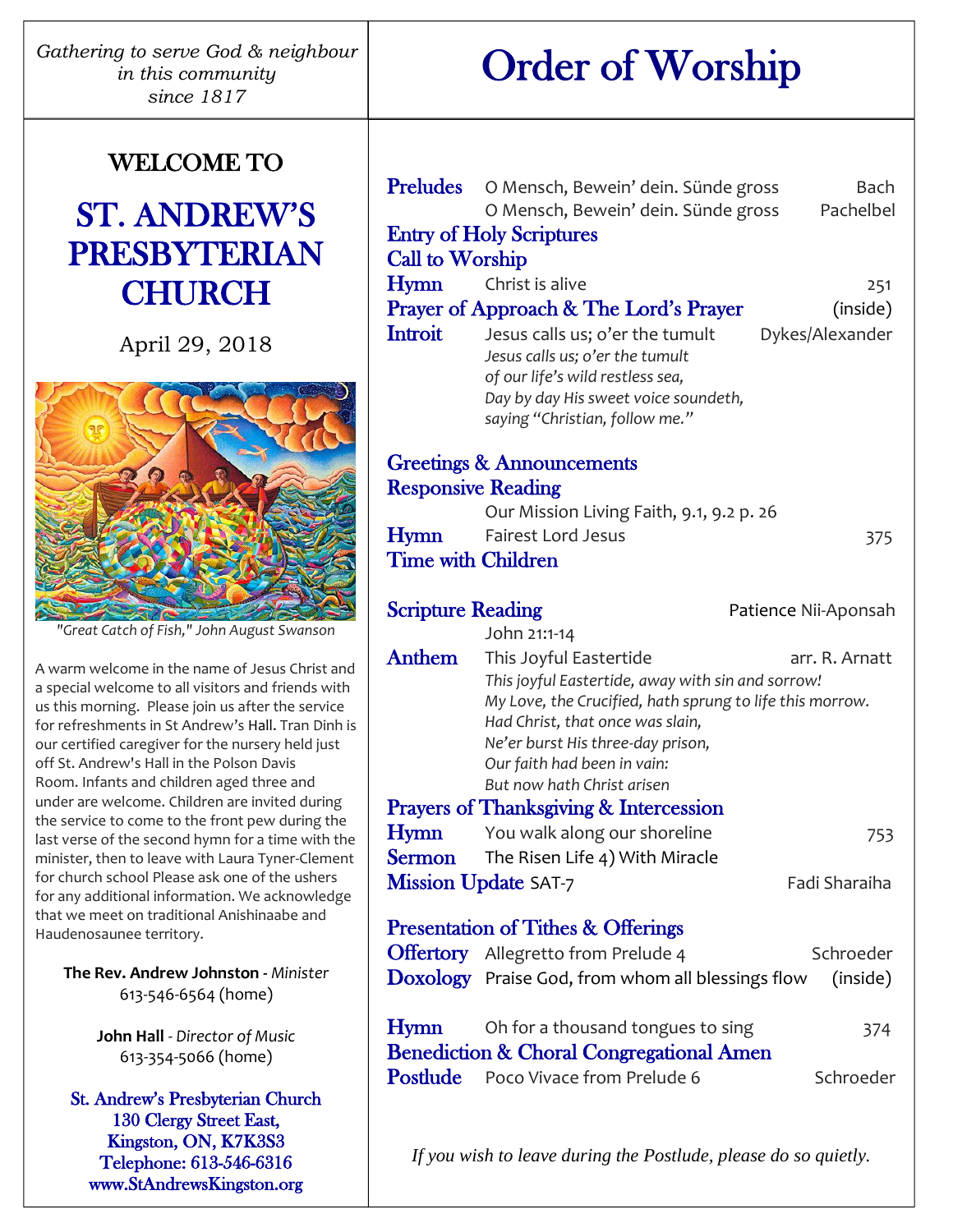*Gathering to serve God & neighbour in this community since 1817*

# Order of Worship

## WELCOME TO

# ST. ANDREW'S PRESBYTERIAN CHURCH

April 29, 2018

*"Great Catch of Fish," John August Swanson*

A warm welcome in the name of Jesus Christ and a special welcome to all visitors and friends with us this morning. Please join us after the service for refreshments in St Andrew's Hall. Tran Dinh is our certified caregiver for the nursery held just off St. Andrew's Hall in the Polson Davis Room. Infants and children aged three and under are welcome. Children are invited during the service to come to the front pew during the last verse of the second hymn for a time with the minister, then to leave with Laura Tyner-Clement for church school Please ask one of the ushers for any additional information. We acknowledge that we meet on traditional Anishinaabe and Haudenosaunee territory.

**The Rev. Andrew Johnston** - *Minister*
613-546-6564 (home)

**John Hall** - *Director of Music*
613-354-5066 (home)

St. Andrew's Presbyterian Church
130 Clergy Street East,
Kingston, ON, K7K3S3
Telephone: 613-546-6316
www.StAndrewsKingston.org

---

**Preludes** O Mensch, Bewein' dein. Sünde gross — Bach
O Mensch, Bewein' dein. Sünde gross — Pachelbel

**Entry of Holy Scriptures**

**Call to Worship**

**Hymn** Christ is alive — 251

**Prayer of Approach & The Lord's Prayer** — (inside)

**Introit** Jesus calls us; o'er the tumult — Dykes/Alexander

*Jesus calls us; o'er the tumult*
*of our life's wild restless sea,*
*Day by day His sweet voice soundeth,*
*saying "Christian, follow me."*

**Greetings & Announcements**

**Responsive Reading**
Our Mission Living Faith, 9.1, 9.2 p. 26

**Hymn** Fairest Lord Jesus — 375

**Time with Children**

**Scripture Reading** — Patience Nii-Aponsah
John 21:1-14

**Anthem** This Joyful Eastertide — arr. R. Arnatt

*This joyful Eastertide, away with sin and sorrow!*
*My Love, the Crucified, hath sprung to life this morrow.*
*Had Christ, that once was slain,*
*Ne'er burst His three-day prison,*
*Our faith had been in vain:*
*But now hath Christ arisen*

**Prayers of Thanksgiving & Intercession**

**Hymn** You walk along our shoreline — 753

**Sermon** The Risen Life 4) With Miracle

**Mission Update** SAT-7 — Fadi Sharaiha

**Presentation of Tithes & Offerings**

**Offertory** Allegretto from Prelude 4 — Schroeder

**Doxology** Praise God, from whom all blessings flow — (inside)

**Hymn** Oh for a thousand tongues to sing — 374

**Benediction & Choral Congregational Amen**

**Postlude** Poco Vivace from Prelude 6 — Schroeder

*If you wish to leave during the Postlude, please do so quietly.*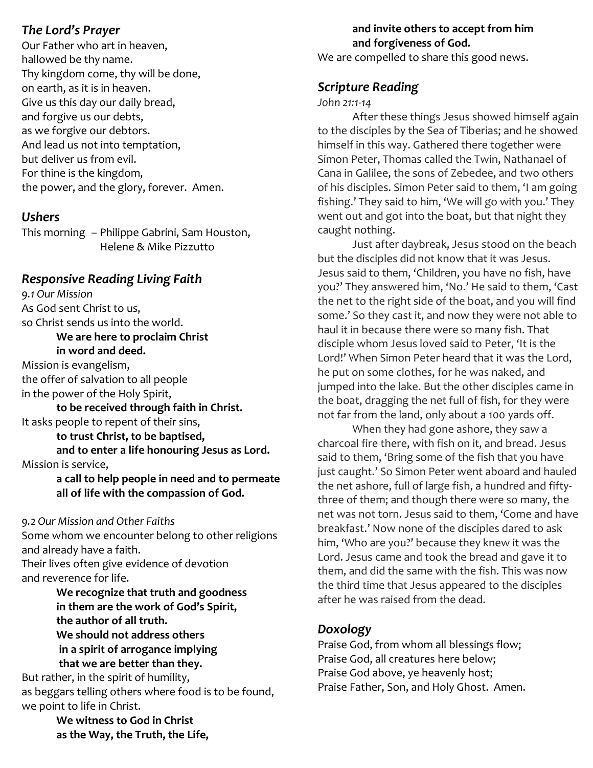## *The Lord's Prayer*

Our Father who art in heaven,
hallowed be thy name.
Thy kingdom come, thy will be done,
on earth, as it is in heaven.
Give us this day our daily bread,
and forgive us our debts,
as we forgive our debtors.
And lead us not into temptation,
but deliver us from evil.
For thine is the kingdom,
the power, and the glory, forever. Amen.

## *Ushers*

This morning – Philippe Gabrini, Sam Houston, Helene & Mike Pizzutto

## *Responsive Reading Living Faith*

*9.1 Our Mission*

As God sent Christ to us,
so Christ sends us into the world.

**We are here to proclaim Christ**
**in word and deed.**

Mission is evangelism,
the offer of salvation to all people
in the power of the Holy Spirit,

**to be received through faith in Christ.**

It asks people to repent of their sins,

**to trust Christ, to be baptised,**
**and to enter a life honouring Jesus as Lord.**

Mission is service,

**a call to help people in need and to permeate all of life with the compassion of God.**

*9.2 Our Mission and Other Faiths*

Some whom we encounter belong to other religions and already have a faith.
Their lives often give evidence of devotion and reverence for life.

**We recognize that truth and goodness**
**in them are the work of God's Spirit,**
**the author of all truth.**
**We should not address others**
**in a spirit of arrogance implying**
**that we are better than they.**

But rather, in the spirit of humility,
as beggars telling others where food is to be found,
we point to life in Christ.

**We witness to God in Christ**
**as the Way, the Truth, the Life,**
**and invite others to accept from him**
**and forgiveness of God.**

We are compelled to share this good news.

## *Scripture Reading*

*John 21:1-14*

After these things Jesus showed himself again to the disciples by the Sea of Tiberias; and he showed himself in this way. Gathered there together were Simon Peter, Thomas called the Twin, Nathanael of Cana in Galilee, the sons of Zebedee, and two others of his disciples. Simon Peter said to them, 'I am going fishing.' They said to him, 'We will go with you.' They went out and got into the boat, but that night they caught nothing.

Just after daybreak, Jesus stood on the beach but the disciples did not know that it was Jesus. Jesus said to them, 'Children, you have no fish, have you?' They answered him, 'No.' He said to them, 'Cast the net to the right side of the boat, and you will find some.' So they cast it, and now they were not able to haul it in because there were so many fish. That disciple whom Jesus loved said to Peter, 'It is the Lord!' When Simon Peter heard that it was the Lord, he put on some clothes, for he was naked, and jumped into the lake. But the other disciples came in the boat, dragging the net full of fish, for they were not far from the land, only about a 100 yards off.

When they had gone ashore, they saw a charcoal fire there, with fish on it, and bread. Jesus said to them, 'Bring some of the fish that you have just caught.' So Simon Peter went aboard and hauled the net ashore, full of large fish, a hundred and fifty-three of them; and though there were so many, the net was not torn. Jesus said to them, 'Come and have breakfast.' Now none of the disciples dared to ask him, 'Who are you?' because they knew it was the Lord. Jesus came and took the bread and gave it to them, and did the same with the fish. This was now the third time that Jesus appeared to the disciples after he was raised from the dead.

## *Doxology*

Praise God, from whom all blessings flow;
Praise God, all creatures here below;
Praise God above, ye heavenly host;
Praise Father, Son, and Holy Ghost. Amen.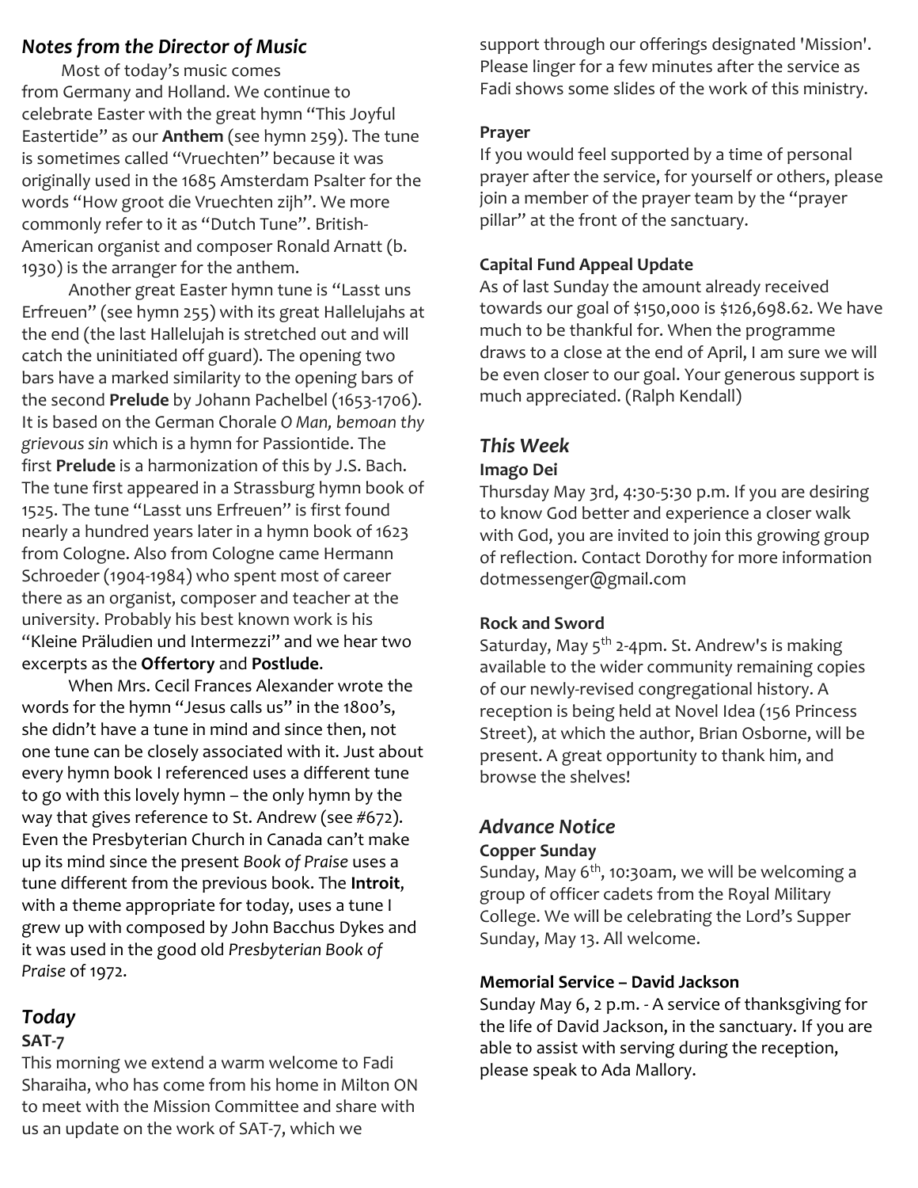## *Notes from the Director of Music*

Most of today's music comes from Germany and Holland. We continue to celebrate Easter with the great hymn "This Joyful Eastertide" as our **Anthem** (see hymn 259). The tune is sometimes called "Vruechten" because it was originally used in the 1685 Amsterdam Psalter for the words "How groot die Vruechten zijh". We more commonly refer to it as "Dutch Tune". British-American organist and composer Ronald Arnatt (b. 1930) is the arranger for the anthem.

Another great Easter hymn tune is "Lasst uns Erfreuen" (see hymn 255) with its great Hallelujahs at the end (the last Hallelujah is stretched out and will catch the uninitiated off guard). The opening two bars have a marked similarity to the opening bars of the second **Prelude** by Johann Pachelbel (1653-1706). It is based on the German Chorale *O Man, bemoan thy grievous sin* which is a hymn for Passiontide. The first **Prelude** is a harmonization of this by J.S. Bach. The tune first appeared in a Strassburg hymn book of 1525. The tune "Lasst uns Erfreuen" is first found nearly a hundred years later in a hymn book of 1623 from Cologne. Also from Cologne came Hermann Schroeder (1904-1984) who spent most of career there as an organist, composer and teacher at the university. Probably his best known work is his "Kleine Präludien und Intermezzi" and we hear two excerpts as the **Offertory** and **Postlude**.

When Mrs. Cecil Frances Alexander wrote the words for the hymn "Jesus calls us" in the 1800's, she didn't have a tune in mind and since then, not one tune can be closely associated with it. Just about every hymn book I referenced uses a different tune to go with this lovely hymn – the only hymn by the way that gives reference to St. Andrew (see #672). Even the Presbyterian Church in Canada can't make up its mind since the present *Book of Praise* uses a tune different from the previous book. The **Introit**, with a theme appropriate for today, uses a tune I grew up with composed by John Bacchus Dykes and it was used in the good old *Presbyterian Book of Praise* of 1972.

## *Today*

### SAT-7

This morning we extend a warm welcome to Fadi Sharaiha, who has come from his home in Milton ON to meet with the Mission Committee and share with us an update on the work of SAT-7, which we support through our offerings designated 'Mission'. Please linger for a few minutes after the service as Fadi shows some slides of the work of this ministry.

### Prayer

If you would feel supported by a time of personal prayer after the service, for yourself or others, please join a member of the prayer team by the "prayer pillar" at the front of the sanctuary.

### Capital Fund Appeal Update

As of last Sunday the amount already received towards our goal of $150,000 is $126,698.62. We have much to be thankful for. When the programme draws to a close at the end of April, I am sure we will be even closer to our goal. Your generous support is much appreciated. (Ralph Kendall)

## *This Week*

### Imago Dei

Thursday May 3rd, 4:30-5:30 p.m. If you are desiring to know God better and experience a closer walk with God, you are invited to join this growing group of reflection. Contact Dorothy for more information dotmessenger@gmail.com

### Rock and Sword

Saturday, May 5th 2-4pm. St. Andrew's is making available to the wider community remaining copies of our newly-revised congregational history. A reception is being held at Novel Idea (156 Princess Street), at which the author, Brian Osborne, will be present. A great opportunity to thank him, and browse the shelves!

## *Advance Notice*

### Copper Sunday

Sunday, May 6th, 10:30am, we will be welcoming a group of officer cadets from the Royal Military College. We will be celebrating the Lord's Supper Sunday, May 13. All welcome.

### Memorial Service – David Jackson

Sunday May 6, 2 p.m. - A service of thanksgiving for the life of David Jackson, in the sanctuary. If you are able to assist with serving during the reception, please speak to Ada Mallory.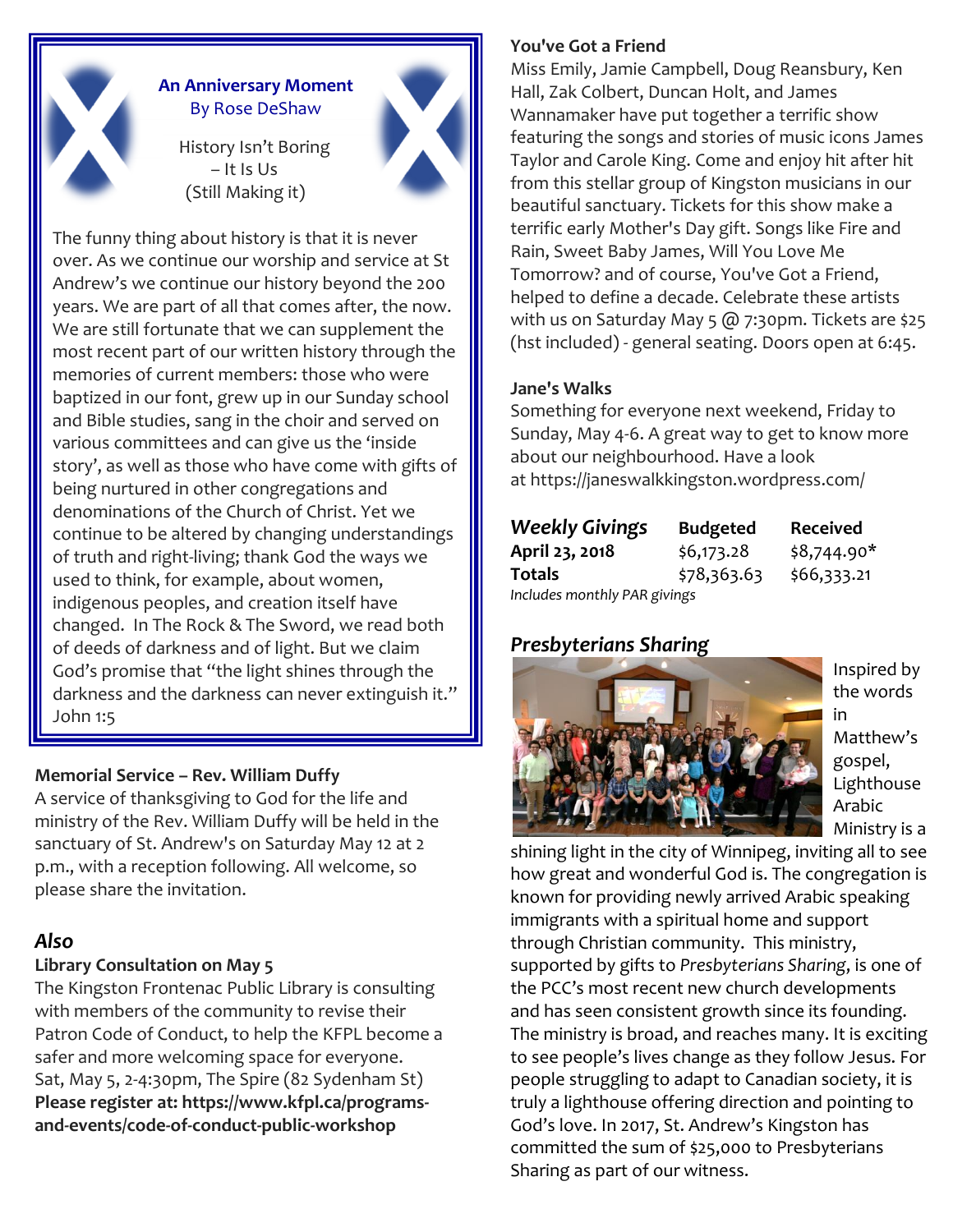## An Anniversary Moment

By Rose DeShaw

History Isn't Boring
– It Is Us
(Still Making it)

The funny thing about history is that it is never over. As we continue our worship and service at St Andrew's we continue our history beyond the 200 years. We are part of all that comes after, the now. We are still fortunate that we can supplement the most recent part of our written history through the memories of current members: those who were baptized in our font, grew up in our Sunday school and Bible studies, sang in the choir and served on various committees and can give us the 'inside story', as well as those who have come with gifts of being nurtured in other congregations and denominations of the Church of Christ. Yet we continue to be altered by changing understandings of truth and right-living; thank God the ways we used to think, for example, about women, indigenous peoples, and creation itself have changed. In The Rock & The Sword, we read both of deeds of darkness and of light. But we claim God's promise that "the light shines through the darkness and the darkness can never extinguish it." John 1:5

**Memorial Service – Rev. William Duffy**

A service of thanksgiving to God for the life and ministry of the Rev. William Duffy will be held in the sanctuary of St. Andrew's on Saturday May 12 at 2 p.m., with a reception following. All welcome, so please share the invitation.

## *Also*

**Library Consultation on May 5**

The Kingston Frontenac Public Library is consulting with members of the community to revise their Patron Code of Conduct, to help the KFPL become a safer and more welcoming space for everyone.
Sat, May 5, 2-4:30pm, The Spire (82 Sydenham St)
**Please register at: https://www.kfpl.ca/programs-and-events/code-of-conduct-public-workshop**

**You've Got a Friend**

Miss Emily, Jamie Campbell, Doug Reansbury, Ken Hall, Zak Colbert, Duncan Holt, and James Wannamaker have put together a terrific show featuring the songs and stories of music icons James Taylor and Carole King. Come and enjoy hit after hit from this stellar group of Kingston musicians in our beautiful sanctuary. Tickets for this show make a terrific early Mother's Day gift. Songs like Fire and Rain, Sweet Baby James, Will You Love Me Tomorrow? and of course, You've Got a Friend, helped to define a decade. Celebrate these artists with us on Saturday May 5 @ 7:30pm. Tickets are $25 (hst included) - general seating. Doors open at 6:45.

**Jane's Walks**

Something for everyone next weekend, Friday to Sunday, May 4-6. A great way to get to know more about our neighbourhood. Have a look at https://janeswalkkingston.wordpress.com/

| ***Weekly Givings*** | **Budgeted** | **Received** |
|---|---|---|
| **April 23, 2018** | $6,173.28 | $8,744.90* |
| **Totals** | $78,363.63 | $66,333.21 |

*Includes monthly PAR givings*

## *Presbyterians Sharing*

Inspired by the words in Matthew's gospel, Lighthouse Arabic Ministry is a shining light in the city of Winnipeg, inviting all to see how great and wonderful God is. The congregation is known for providing newly arrived Arabic speaking immigrants with a spiritual home and support through Christian community. This ministry, supported by gifts to *Presbyterians Sharing*, is one of the PCC's most recent new church developments and has seen consistent growth since its founding. The ministry is broad, and reaches many. It is exciting to see people's lives change as they follow Jesus. For people struggling to adapt to Canadian society, it is truly a lighthouse offering direction and pointing to God's love. In 2017, St. Andrew's Kingston has committed the sum of $25,000 to Presbyterians Sharing as part of our witness.